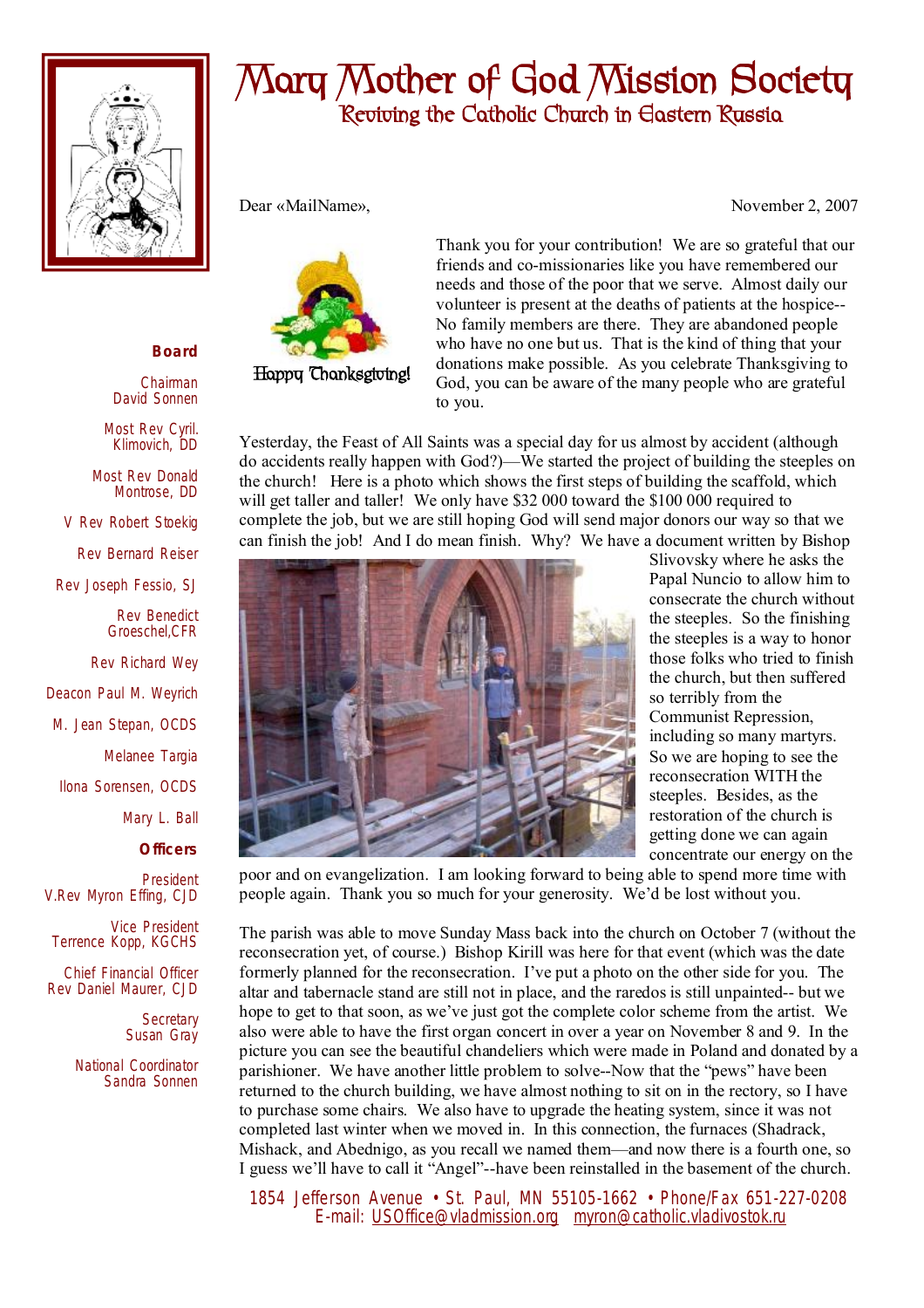# Mary Mother of God Mission Society

## Reviving the Catholic Church in Eastern Russia

**Board**

Chairman
David Sonnen

Most Rev Cyril. Klimovich, DD

Most Rev Donald Montrose, DD

V Rev Robert Stoekig

Rev Bernard Reiser

Rev Joseph Fessio, SJ

Rev Benedict Groeschel,CFR

Rev Richard Wey

Deacon Paul M. Weyrich

M. Jean Stepan, OCDS

Melanee Targia

Ilona Sorensen, OCDS

Mary L. Ball

**Officers**

President
V.Rev Myron Effing, CJD

Vice President
Terrence Kopp, KGCHS

Chief Financial Officer
Rev Daniel Maurer, CJD

Secretary
Susan Gray

National Coordinator
Sandra Sonnen

Dear «MailName»,

November 2, 2007

Happy Thanksgiving!

Thank you for your contribution! We are so grateful that our friends and co-missionaries like you have remembered our needs and those of the poor that we serve. Almost daily our volunteer is present at the deaths of patients at the hospice--No family members are there. They are abandoned people who have no one but us. That is the kind of thing that your donations make possible. As you celebrate Thanksgiving to God, you can be aware of the many people who are grateful to you.

Yesterday, the Feast of All Saints was a special day for us almost by accident (although do accidents really happen with God?)—We started the project of building the steeples on the church! Here is a photo which shows the first steps of building the scaffold, which will get taller and taller! We only have $32 000 toward the $100 000 required to complete the job, but we are still hoping God will send major donors our way so that we can finish the job! And I do mean finish. Why? We have a document written by Bishop Slivovsky where he asks the Papal Nuncio to allow him to consecrate the church without the steeples. So the finishing the steeples is a way to honor those folks who tried to finish the church, but then suffered so terribly from the Communist Repression, including so many martyrs. So we are hoping to see the reconsecration WITH the steeples. Besides, as the restoration of the church is getting done we can again concentrate our energy on the poor and on evangelization. I am looking forward to being able to spend more time with people again. Thank you so much for your generosity. We'd be lost without you.

The parish was able to move Sunday Mass back into the church on October 7 (without the reconsecration yet, of course.) Bishop Kirill was here for that event (which was the date formerly planned for the reconsecration. I've put a photo on the other side for you. The altar and tabernacle stand are still not in place, and the raredos is still unpainted-- but we hope to get to that soon, as we've just got the complete color scheme from the artist. We also were able to have the first organ concert in over a year on November 8 and 9. In the picture you can see the beautiful chandeliers which were made in Poland and donated by a parishioner. We have another little problem to solve--Now that the "pews" have been returned to the church building, we have almost nothing to sit on in the rectory, so I have to purchase some chairs. We also have to upgrade the heating system, since it was not completed last winter when we moved in. In this connection, the furnaces (Shadrack, Mishack, and Abednigo, as you recall we named them—and now there is a fourth one, so I guess we'll have to call it "Angel"--have been reinstalled in the basement of the church.

1854 Jefferson Avenue • St. Paul, MN 55105-1662 • Phone/Fax 651-227-0208
E-mail: USOffice@vladmission.org myron@catholic.vladivostok.ru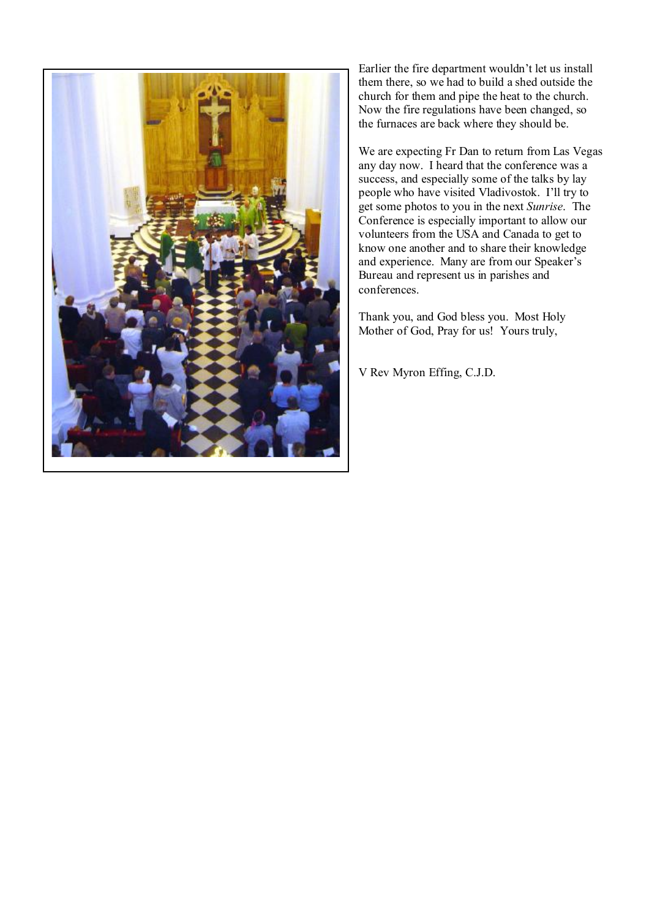Earlier the fire department wouldn't let us install them there, so we had to build a shed outside the church for them and pipe the heat to the church. Now the fire regulations have been changed, so the furnaces are back where they should be.

We are expecting Fr Dan to return from Las Vegas any day now. I heard that the conference was a success, and especially some of the talks by lay people who have visited Vladivostok. I'll try to get some photos to you in the next *Sunrise*. The Conference is especially important to allow our volunteers from the USA and Canada to get to know one another and to share their knowledge and experience. Many are from our Speaker's Bureau and represent us in parishes and conferences.

Thank you, and God bless you. Most Holy Mother of God, Pray for us! Yours truly,

V Rev Myron Effing, C.J.D.